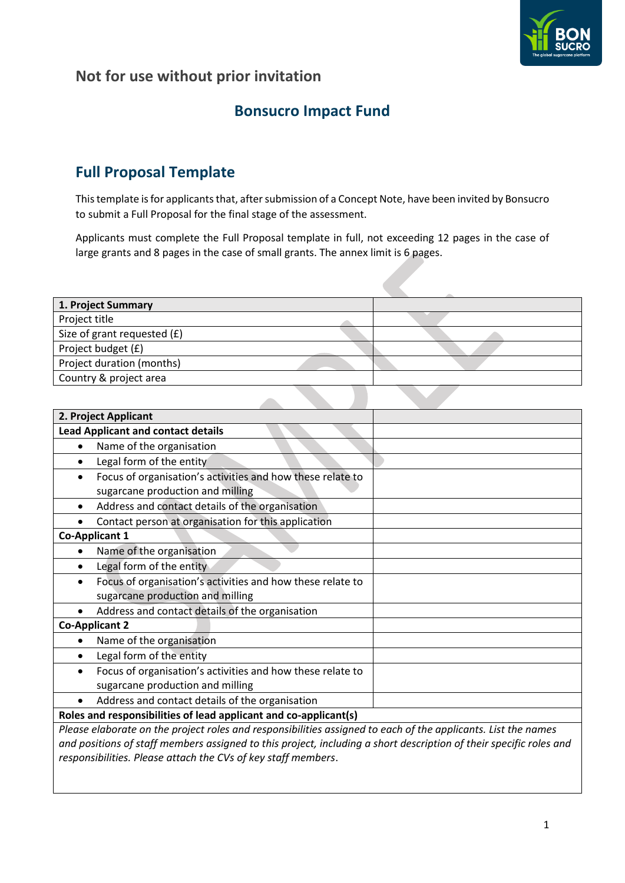Not for use without prior invitation

# Bonsucro Impact Fund

## Full Proposal Template

This template is for applicants that, after submission of a Concept Note, have been invited by Bonsucro to submit a Full Proposal for the final stage of the assessment.

Applicants must complete the Full Proposal template in full, not exceeding 12 pages in the case of large grants and 8 pages in the case of small grants. The annex limit is 6 pages.

| **1. Project Summary** | |
|---|---|
| Project title | |
| Size of grant requested (£) | |
| Project budget (£) | |
| Project duration (months) | |
| Country & project area | |

| **2. Project Applicant** | |
|---|---|
| **Lead Applicant and contact details** | |
| • Name of the organisation | |
| • Legal form of the entity | |
| • Focus of organisation's activities and how these relate to sugarcane production and milling | |
| • Address and contact details of the organisation | |
| • Contact person at organisation for this application | |
| **Co-Applicant 1** | |
| • Name of the organisation | |
| • Legal form of the entity | |
| • Focus of organisation's activities and how these relate to sugarcane production and milling | |
| • Address and contact details of the organisation | |
| **Co-Applicant 2** | |
| • Name of the organisation | |
| • Legal form of the entity | |
| • Focus of organisation's activities and how these relate to sugarcane production and milling | |
| • Address and contact details of the organisation | |
| **Roles and responsibilities of lead applicant and co-applicant(s)** | |
| *Please elaborate on the project roles and responsibilities assigned to each of the applicants. List the names and positions of staff members assigned to this project, including a short description of their specific roles and responsibilities. Please attach the CVs of key staff members.* | |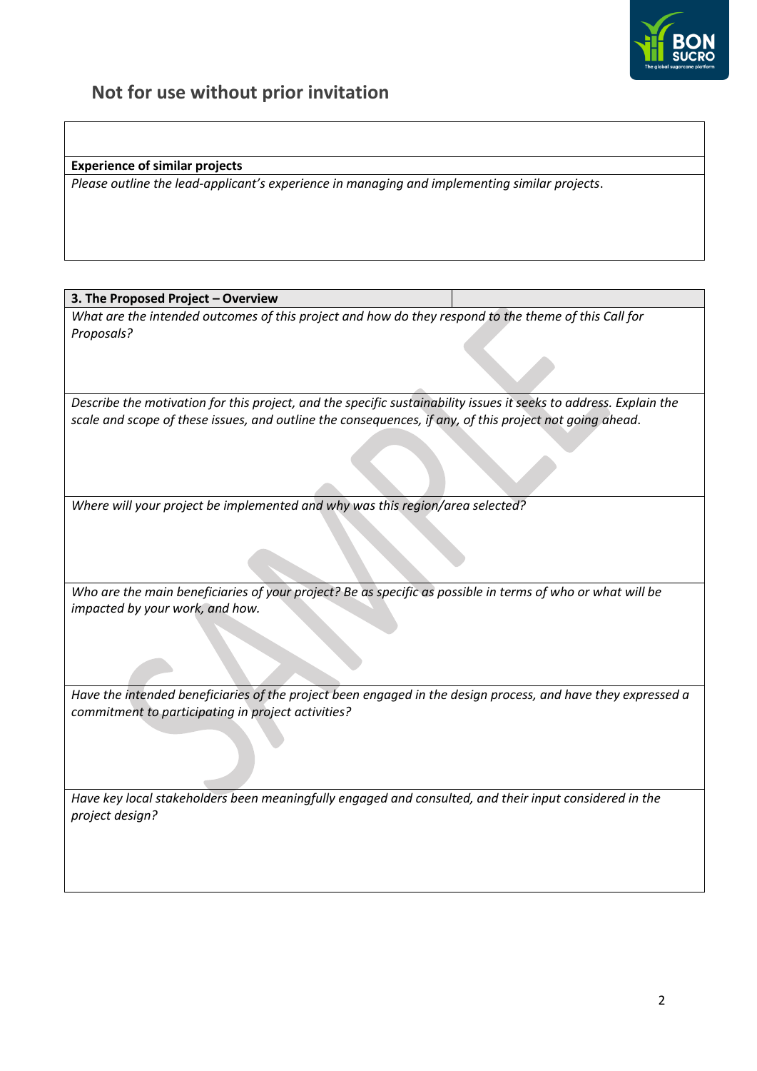## Not for use without prior invitation

| |
|---|
| |
| **Experience of similar projects** |
| *Please outline the lead-applicant's experience in managing and implementing similar projects.* |

| **3. The Proposed Project – Overview** | |
|---|---|
| *What are the intended outcomes of this project and how do they respond to the theme of this Call for Proposals?* | |
| *Describe the motivation for this project, and the specific sustainability issues it seeks to address. Explain the scale and scope of these issues, and outline the consequences, if any, of this project not going ahead.* | |
| *Where will your project be implemented and why was this region/area selected?* | |
| *Who are the main beneficiaries of your project? Be as specific as possible in terms of who or what will be impacted by your work, and how.* | |
| *Have the intended beneficiaries of the project been engaged in the design process, and have they expressed a commitment to participating in project activities?* | |
| *Have key local stakeholders been meaningfully engaged and consulted, and their input considered in the project design?* | |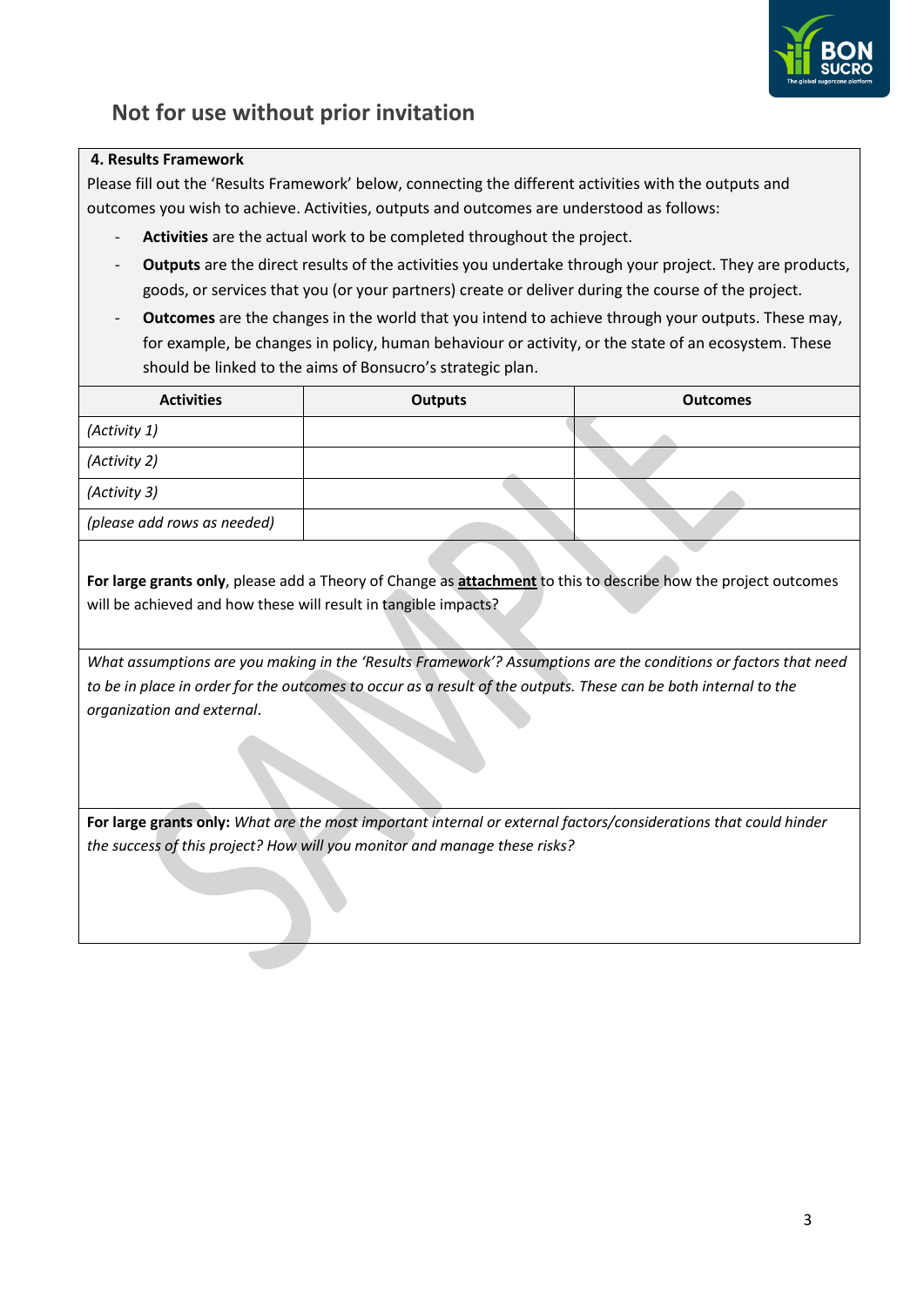**Not for use without prior invitation**

**4. Results Framework**

Please fill out the 'Results Framework' below, connecting the different activities with the outputs and outcomes you wish to achieve. Activities, outputs and outcomes are understood as follows:

- **Activities** are the actual work to be completed throughout the project.
- **Outputs** are the direct results of the activities you undertake through your project. They are products, goods, or services that you (or your partners) create or deliver during the course of the project.
- **Outcomes** are the changes in the world that you intend to achieve through your outputs. These may, for example, be changes in policy, human behaviour or activity, or the state of an ecosystem. These should be linked to the aims of Bonsucro's strategic plan.

| Activities | Outputs | Outcomes |
|---|---|---|
| *(Activity 1)* | | |
| *(Activity 2)* | | |
| *(Activity 3)* | | |
| *(please add rows as needed)* | | |

**For large grants only**, please add a Theory of Change as **attachment** to this to describe how the project outcomes will be achieved and how these will result in tangible impacts?

*What assumptions are you making in the 'Results Framework'? Assumptions are the conditions or factors that need to be in place in order for the outcomes to occur as a result of the outputs. These can be both internal to the organization and external.*

**For large grants only:** *What are the most important internal or external factors/considerations that could hinder the success of this project? How will you monitor and manage these risks?*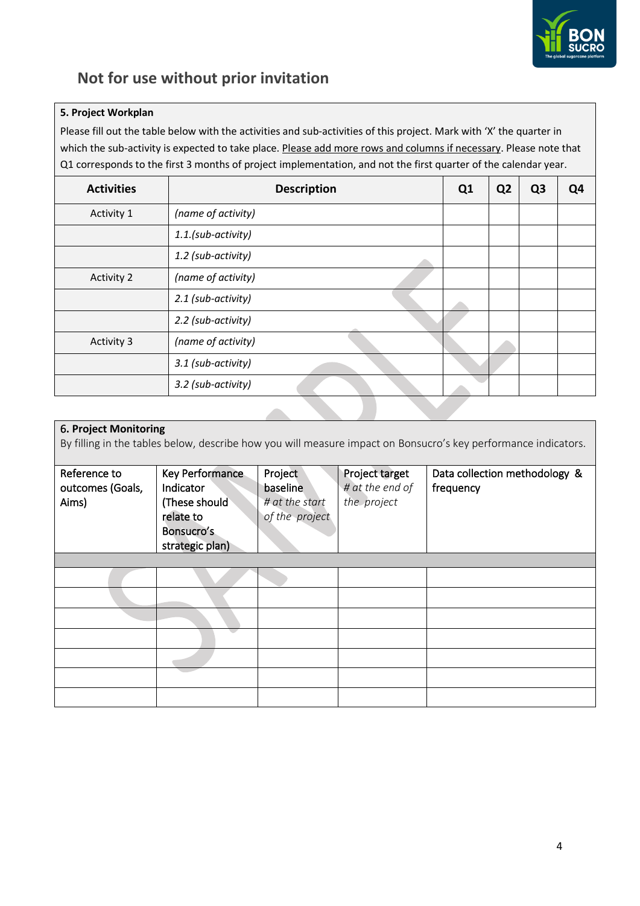## Not for use without prior invitation

**5. Project Workplan**

Please fill out the table below with the activities and sub-activities of this project. Mark with 'X' the quarter in which the sub-activity is expected to take place. Please add more rows and columns if necessary. Please note that Q1 corresponds to the first 3 months of project implementation, and not the first quarter of the calendar year.

| Activities | Description | Q1 | Q2 | Q3 | Q4 |
|---|---|---|---|---|---|
| Activity 1 | *(name of activity)* | | | | |
| | *1.1.(sub-activity)* | | | | |
| | *1.2 (sub-activity)* | | | | |
| Activity 2 | *(name of activity)* | | | | |
| | *2.1 (sub-activity)* | | | | |
| | *2.2 (sub-activity)* | | | | |
| Activity 3 | *(name of activity)* | | | | |
| | *3.1 (sub-activity)* | | | | |
| | *3.2 (sub-activity)* | | | | |

**6. Project Monitoring**

By filling in the tables below, describe how you will measure impact on Bonsucro's key performance indicators.

| Reference to outcomes (Goals, Aims) | Key Performance Indicator (These should relate to Bonsucro's strategic plan) | Project baseline *# at the start of the project* | Project target *# at the end of the project* | Data collection methodology & frequency |
|---|---|---|---|---|
| | | | | |
| | | | | |
| | | | | |
| | | | | |
| | | | | |
| | | | | |
| | | | | |
| | | | | |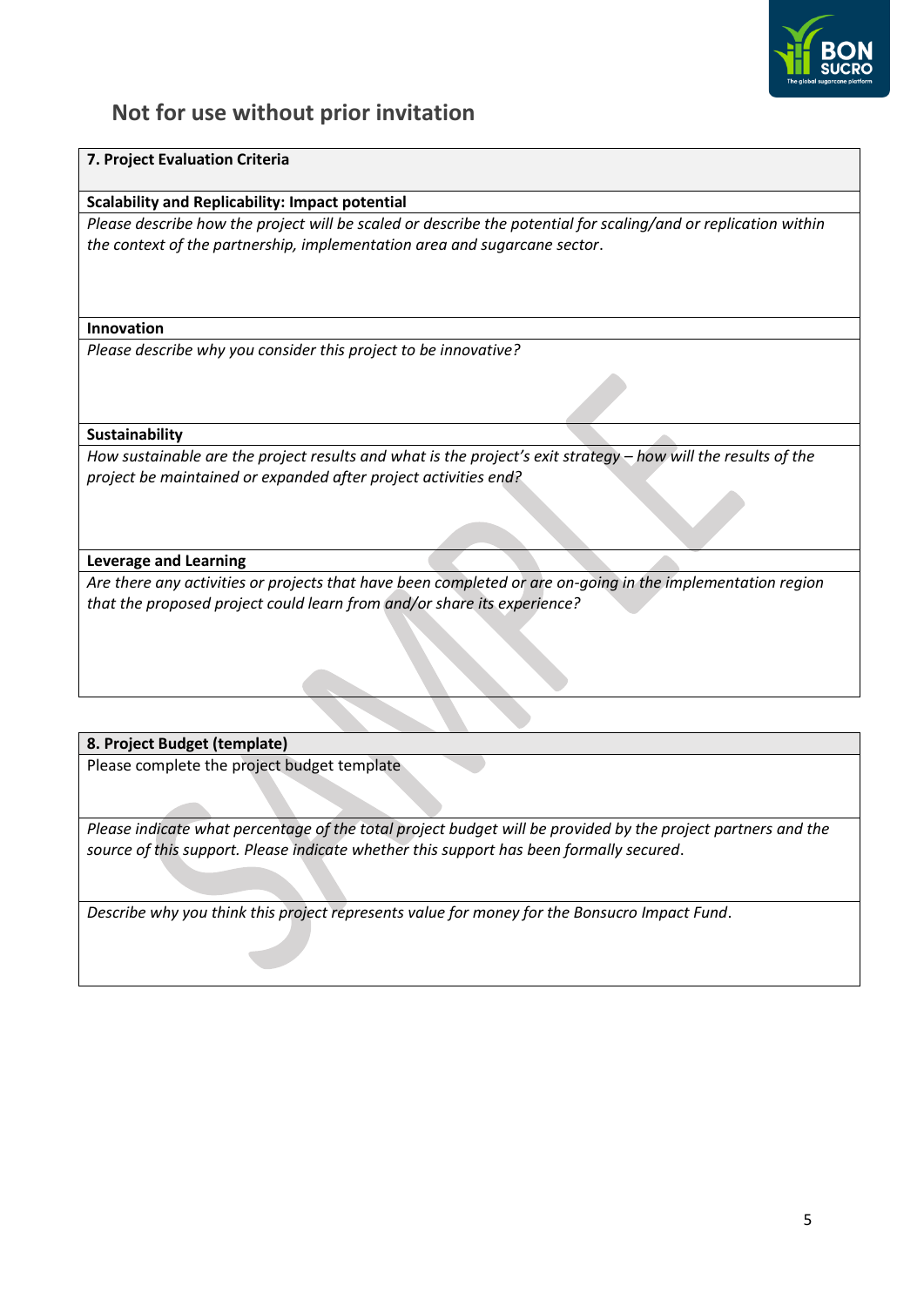## Not for use without prior invitation

| **7. Project Evaluation Criteria** |
|---|
| **Scalability and Replicability: Impact potential** |
| *Please describe how the project will be scaled or describe the potential for scaling/and or replication within the context of the partnership, implementation area and sugarcane sector.* |
| **Innovation** |
| *Please describe why you consider this project to be innovative?* |
| **Sustainability** |
| *How sustainable are the project results and what is the project's exit strategy – how will the results of the project be maintained or expanded after project activities end?* |
| **Leverage and Learning** |
| *Are there any activities or projects that have been completed or are on-going in the implementation region that the proposed project could learn from and/or share its experience?* |

| **8. Project Budget (template)** |
|---|
| Please complete the project budget template |
| *Please indicate what percentage of the total project budget will be provided by the project partners and the source of this support. Please indicate whether this support has been formally secured.* |
| *Describe why you think this project represents value for money for the Bonsucro Impact Fund.* |